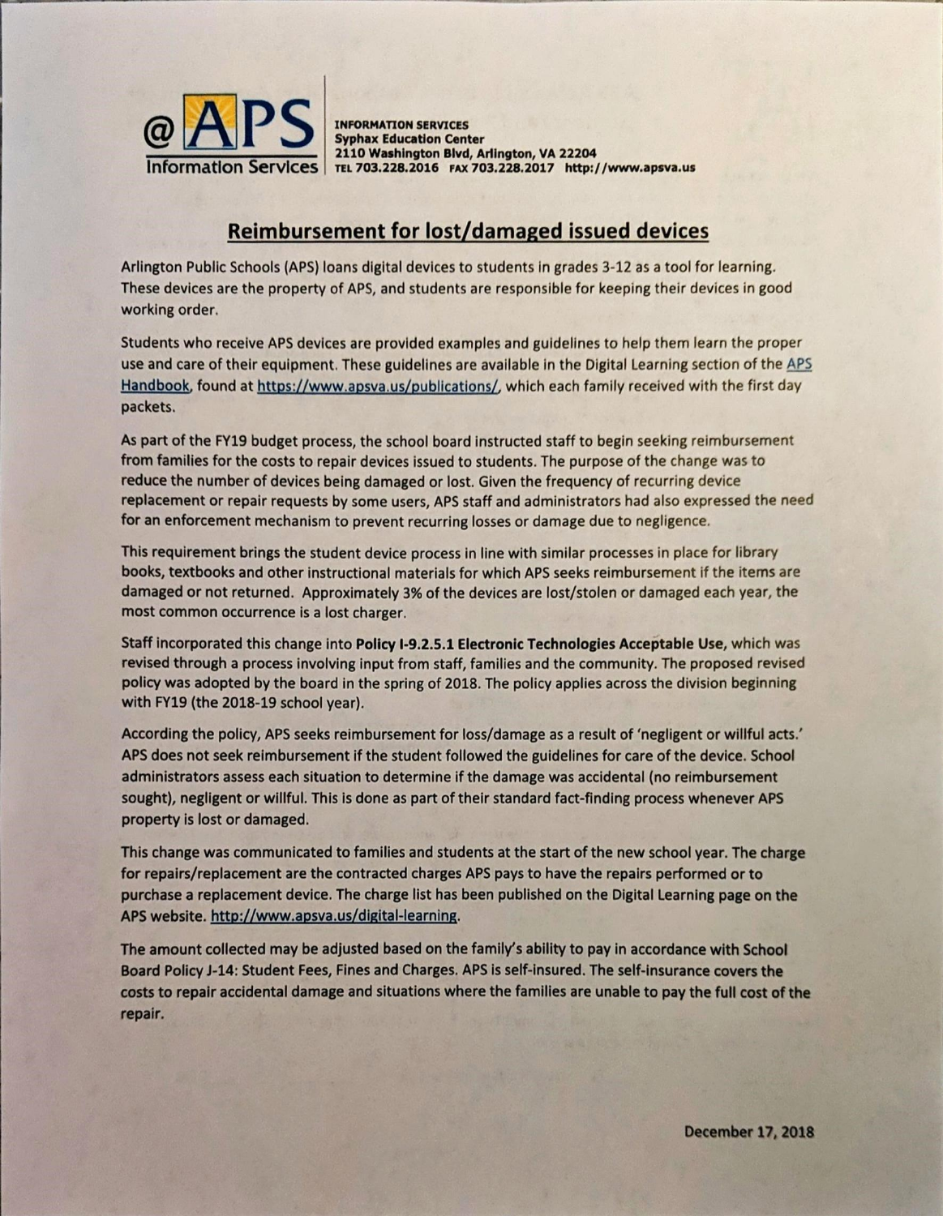@APS Information Services

**INFORMATION SERVICES**
**Syphax Education Center**
**2110 Washington Blvd, Arlington, VA 22204**
**TEL 703.228.2016 FAX 703.228.2017 http://www.apsva.us**

## Reimbursement for lost/damaged issued devices

Arlington Public Schools (APS) loans digital devices to students in grades 3-12 as a tool for learning. These devices are the property of APS, and students are responsible for keeping their devices in good working order.

Students who receive APS devices are provided examples and guidelines to help them learn the proper use and care of their equipment. These guidelines are available in the Digital Learning section of the APS Handbook, found at https://www.apsva.us/publications/, which each family received with the first day packets.

As part of the FY19 budget process, the school board instructed staff to begin seeking reimbursement from families for the costs to repair devices issued to students. The purpose of the change was to reduce the number of devices being damaged or lost. Given the frequency of recurring device replacement or repair requests by some users, APS staff and administrators had also expressed the need for an enforcement mechanism to prevent recurring losses or damage due to negligence.

This requirement brings the student device process in line with similar processes in place for library books, textbooks and other instructional materials for which APS seeks reimbursement if the items are damaged or not returned. Approximately 3% of the devices are lost/stolen or damaged each year, the most common occurrence is a lost charger.

Staff incorporated this change into **Policy I-9.2.5.1 Electronic Technologies Acceptable Use,** which was revised through a process involving input from staff, families and the community. The proposed revised policy was adopted by the board in the spring of 2018. The policy applies across the division beginning with FY19 (the 2018-19 school year).

According the policy, APS seeks reimbursement for loss/damage as a result of 'negligent or willful acts.' APS does not seek reimbursement if the student followed the guidelines for care of the device. School administrators assess each situation to determine if the damage was accidental (no reimbursement sought), negligent or willful. This is done as part of their standard fact-finding process whenever APS property is lost or damaged.

This change was communicated to families and students at the start of the new school year. The charge for repairs/replacement are the contracted charges APS pays to have the repairs performed or to purchase a replacement device. The charge list has been published on the Digital Learning page on the APS website. http://www.apsva.us/digital-learning.

The amount collected may be adjusted based on the family's ability to pay in accordance with School Board Policy J-14: Student Fees, Fines and Charges. APS is self-insured. The self-insurance covers the costs to repair accidental damage and situations where the families are unable to pay the full cost of the repair.

**December 17, 2018**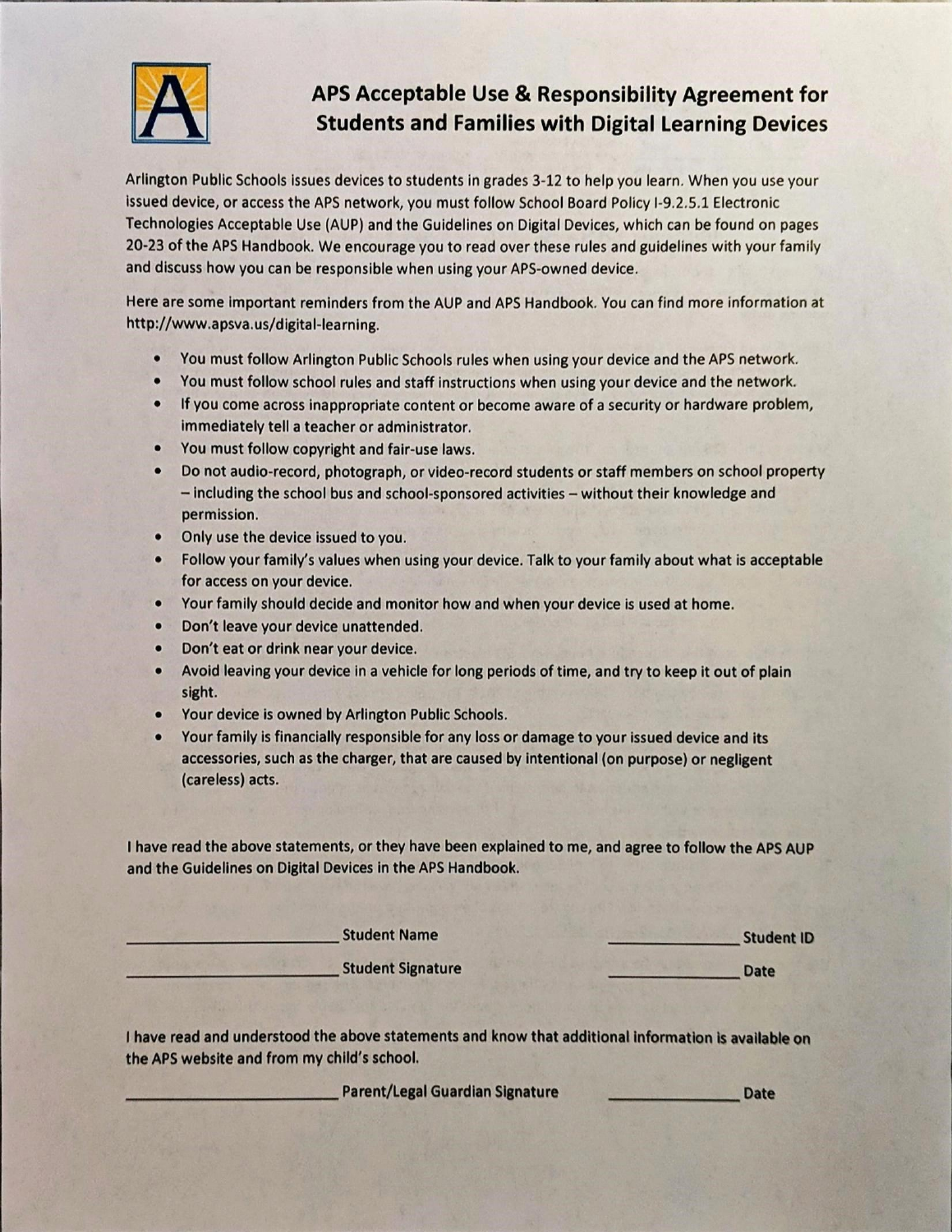# APS Acceptable Use & Responsibility Agreement for Students and Families with Digital Learning Devices

Arlington Public Schools issues devices to students in grades 3-12 to help you learn. When you use your issued device, or access the APS network, you must follow School Board Policy I-9.2.5.1 Electronic Technologies Acceptable Use (AUP) and the Guidelines on Digital Devices, which can be found on pages 20-23 of the APS Handbook. We encourage you to read over these rules and guidelines with your family and discuss how you can be responsible when using your APS-owned device.

Here are some important reminders from the AUP and APS Handbook. You can find more information at http://www.apsva.us/digital-learning.

- You must follow Arlington Public Schools rules when using your device and the APS network.
- You must follow school rules and staff instructions when using your device and the network.
- If you come across inappropriate content or become aware of a security or hardware problem, immediately tell a teacher or administrator.
- You must follow copyright and fair-use laws.
- Do not audio-record, photograph, or video-record students or staff members on school property – including the school bus and school-sponsored activities – without their knowledge and permission.
- Only use the device issued to you.
- Follow your family's values when using your device. Talk to your family about what is acceptable for access on your device.
- Your family should decide and monitor how and when your device is used at home.
- Don't leave your device unattended.
- Don't eat or drink near your device.
- Avoid leaving your device in a vehicle for long periods of time, and try to keep it out of plain sight.
- Your device is owned by Arlington Public Schools.
- Your family is financially responsible for any loss or damage to your issued device and its accessories, such as the charger, that are caused by intentional (on purpose) or negligent (careless) acts.

**I have read the above statements, or they have been explained to me, and agree to follow the APS AUP and the Guidelines on Digital Devices in the APS Handbook.**

________________________ **Student Name** ______________ **Student ID**

________________________ **Student Signature** ______________ **Date**

**I have read and understood the above statements and know that additional information is available on the APS website and from my child's school.**

________________________ **Parent/Legal Guardian Signature** ______________ **Date**